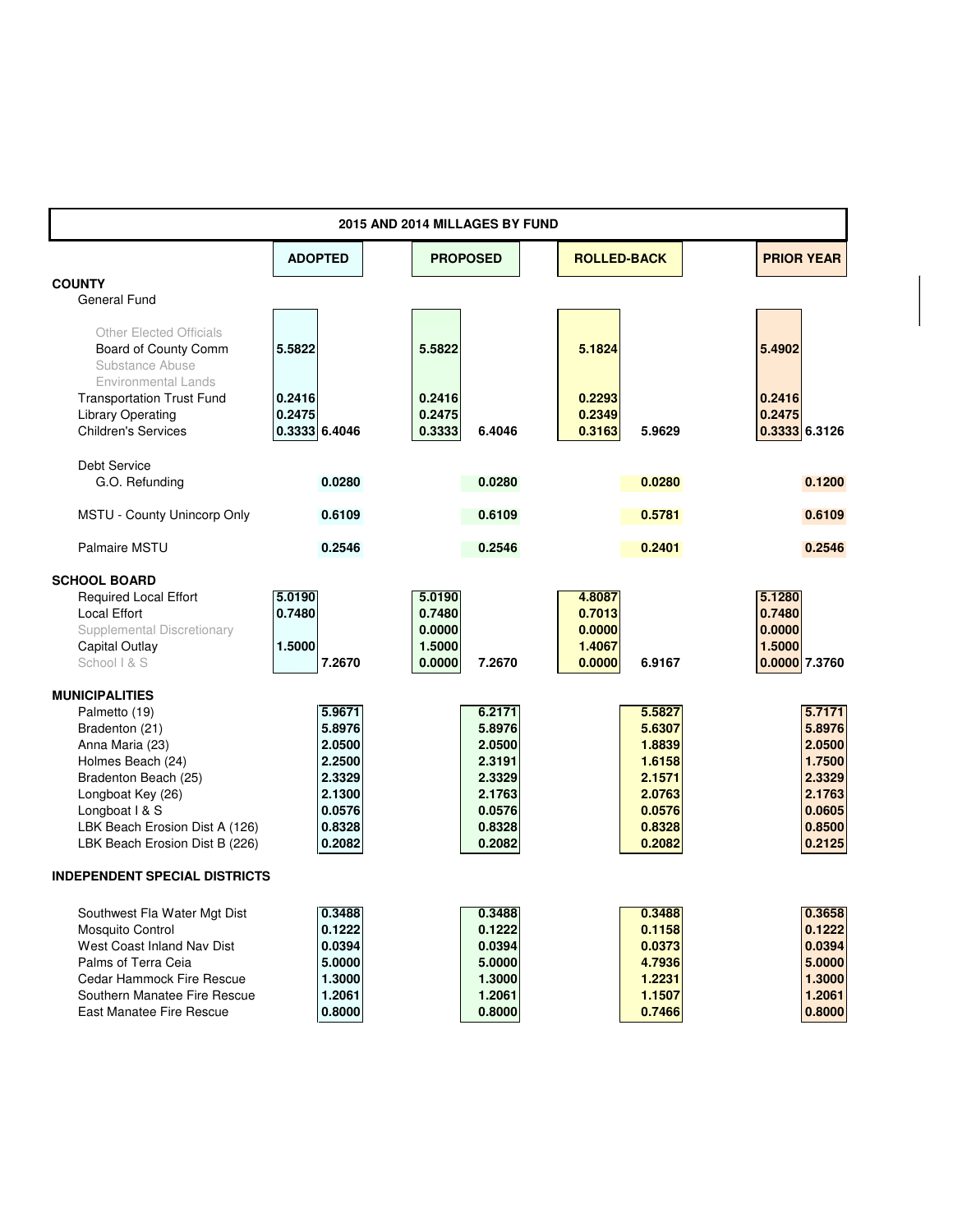## 2015 AND 2014 MILLAGES BY FUND

| | ADOPTED | | PROPOSED | | ROLLED-BACK | | PRIOR YEAR | |
|---|---|---|---|---|---|---|---|---|
| **COUNTY** | | | | | | | | |
| General Fund | | | | | | | | |
| Other Elected Officials | | | | | | | | |
| Board of County Comm | 5.5822 | | 5.5822 | | 5.1824 | | 5.4902 | |
| Substance Abuse | | | | | | | | |
| Environmental Lands | | | | | | | | |
| Transportation Trust Fund | 0.2416 | | 0.2416 | | 0.2293 | | 0.2416 | |
| Library Operating | 0.2475 | | 0.2475 | | 0.2349 | | 0.2475 | |
| Children's Services | 0.3333 | 6.4046 | 0.3333 | 6.4046 | 0.3163 | 5.9629 | 0.3333 | 6.3126 |
| Debt Service | | | | | | | | |
| G.O. Refunding | | 0.0280 | | 0.0280 | | 0.0280 | | 0.1200 |
| MSTU - County Unincorp Only | | 0.6109 | | 0.6109 | | 0.5781 | | 0.6109 |
| Palmaire MSTU | | 0.2546 | | 0.2546 | | 0.2401 | | 0.2546 |
| **SCHOOL BOARD** | | | | | | | | |
| Required Local Effort | 5.0190 | | 5.0190 | | 4.8087 | | 5.1280 | |
| Local Effort | 0.7480 | | 0.7480 | | 0.7013 | | 0.7480 | |
| Supplemental Discretionary | | | 0.0000 | | 0.0000 | | 0.0000 | |
| Capital Outlay | 1.5000 | | 1.5000 | | 1.4067 | | 1.5000 | |
| School I & S | | 7.2670 | 0.0000 | 7.2670 | 0.0000 | 6.9167 | 0.0000 | 7.3760 |
| **MUNICIPALITIES** | | | | | | | | |
| Palmetto (19) | | 5.9671 | | 6.2171 | | 5.5827 | | 5.7171 |
| Bradenton (21) | | 5.8976 | | 5.8976 | | 5.6307 | | 5.8976 |
| Anna Maria (23) | | 2.0500 | | 2.0500 | | 1.8839 | | 2.0500 |
| Holmes Beach (24) | | 2.2500 | | 2.3191 | | 1.6158 | | 1.7500 |
| Bradenton Beach (25) | | 2.3329 | | 2.3329 | | 2.1571 | | 2.3329 |
| Longboat Key (26) | | 2.1300 | | 2.1763 | | 2.0763 | | 2.1763 |
| Longboat I & S | | 0.0576 | | 0.0576 | | 0.0576 | | 0.0605 |
| LBK Beach Erosion Dist A (126) | | 0.8328 | | 0.8328 | | 0.8328 | | 0.8500 |
| LBK Beach Erosion Dist B (226) | | 0.2082 | | 0.2082 | | 0.2082 | | 0.2125 |
| **INDEPENDENT SPECIAL DISTRICTS** | | | | | | | | |
| Southwest Fla Water Mgt Dist | | 0.3488 | | 0.3488 | | 0.3488 | | 0.3658 |
| Mosquito Control | | 0.1222 | | 0.1222 | | 0.1158 | | 0.1222 |
| West Coast Inland Nav Dist | | 0.0394 | | 0.0394 | | 0.0373 | | 0.0394 |
| Palms of Terra Ceia | | 5.0000 | | 5.0000 | | 4.7936 | | 5.0000 |
| Cedar Hammock Fire Rescue | | 1.3000 | | 1.3000 | | 1.2231 | | 1.3000 |
| Southern Manatee Fire Rescue | | 1.2061 | | 1.2061 | | 1.1507 | | 1.2061 |
| East Manatee Fire Rescue | | 0.8000 | | 0.8000 | | 0.7466 | | 0.8000 |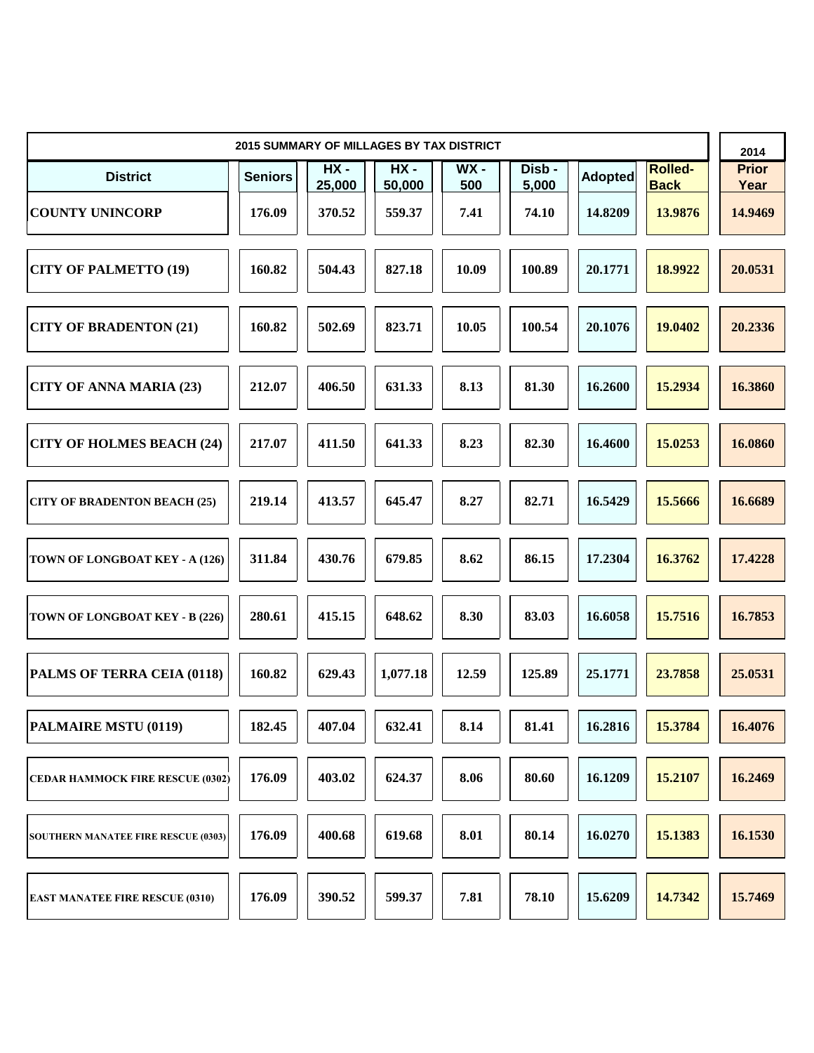| 2015 SUMMARY OF MILLAGES BY TAX DISTRICT | | | | | | | | 2014 |
|---|---|---|---|---|---|---|---|---|
| **District** | **Seniors** | **HX - 25,000** | **HX - 50,000** | **WX - 500** | **Disb - 5,000** | **Adopted** | **Rolled-Back** | **Prior Year** |
| COUNTY UNINCORP | 176.09 | 370.52 | 559.37 | 7.41 | 74.10 | 14.8209 | 13.9876 | 14.9469 |
| CITY OF PALMETTO (19) | 160.82 | 504.43 | 827.18 | 10.09 | 100.89 | 20.1771 | 18.9922 | 20.0531 |
| CITY OF BRADENTON (21) | 160.82 | 502.69 | 823.71 | 10.05 | 100.54 | 20.1076 | 19.0402 | 20.2336 |
| CITY OF ANNA MARIA (23) | 212.07 | 406.50 | 631.33 | 8.13 | 81.30 | 16.2600 | 15.2934 | 16.3860 |
| CITY OF HOLMES BEACH (24) | 217.07 | 411.50 | 641.33 | 8.23 | 82.30 | 16.4600 | 15.0253 | 16.0860 |
| CITY OF BRADENTON BEACH (25) | 219.14 | 413.57 | 645.47 | 8.27 | 82.71 | 16.5429 | 15.5666 | 16.6689 |
| TOWN OF LONGBOAT KEY - A (126) | 311.84 | 430.76 | 679.85 | 8.62 | 86.15 | 17.2304 | 16.3762 | 17.4228 |
| TOWN OF LONGBOAT KEY - B (226) | 280.61 | 415.15 | 648.62 | 8.30 | 83.03 | 16.6058 | 15.7516 | 16.7853 |
| PALMS OF TERRA CEIA (0118) | 160.82 | 629.43 | 1,077.18 | 12.59 | 125.89 | 25.1771 | 23.7858 | 25.0531 |
| PALMAIRE MSTU (0119) | 182.45 | 407.04 | 632.41 | 8.14 | 81.41 | 16.2816 | 15.3784 | 16.4076 |
| CEDAR HAMMOCK FIRE RESCUE (0302) | 176.09 | 403.02 | 624.37 | 8.06 | 80.60 | 16.1209 | 15.2107 | 16.2469 |
| SOUTHERN MANATEE FIRE RESCUE (0303) | 176.09 | 400.68 | 619.68 | 8.01 | 80.14 | 16.0270 | 15.1383 | 16.1530 |
| EAST MANATEE FIRE RESCUE (0310) | 176.09 | 390.52 | 599.37 | 7.81 | 78.10 | 15.6209 | 14.7342 | 15.7469 |